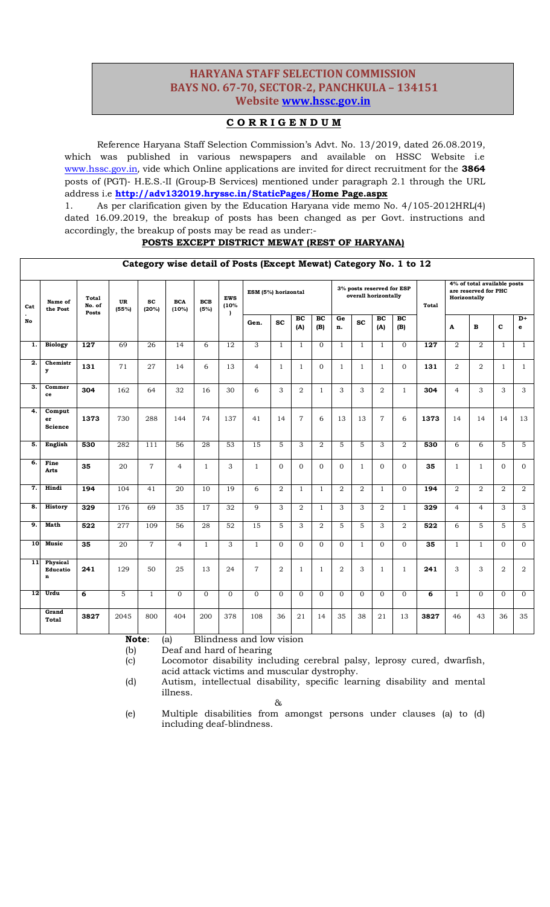# HARYANA STAFF SELECTION COMMISSION
# BAYS NO. 67-70, SECTOR-2, PANCHKULA – 134151
## Website www.hssc.gov.in

## C O R R I G E N D U M

Reference Haryana Staff Selection Commission's Advt. No. 13/2019, dated 26.08.2019, which was published in various newspapers and available on HSSC Website i.e www.hssc.gov.in, vide which Online applications are invited for direct recruitment for the **3864** posts of (PGT)- H.E.S.-II (Group-B Services) mentioned under paragraph 2.1 through the URL address i.e **http://adv132019.hryssc.in/StaticPages/Home Page.aspx**

1. As per clarification given by the Education Haryana vide memo No. 4/105-2012HRL(4) dated 16.09.2019, the breakup of posts has been changed as per Govt. instructions and accordingly, the breakup of posts may be read as under:-

**POSTS EXCEPT DISTRICT MEWAT (REST OF HARYANA)**

**Category wise detail of Posts (Except Mewat) Category No. 1 to 12**

| Cat. No | Name of the Post | Total No. of Posts | UR (55%) | SC (20%) | BCA (10%) | BCB (5%) | EWS (10%) | ESM (5%) horizontal | | | | 3% posts reserved for ESP overall horizontally | | | | Total | 4% of total available posts are reserved for PHC Horizontally | | | |
|---|---|---|---|---|---|---|---|---|---|---|---|---|---|---|---|---|---|---|---|---|
| | | | | | | | | Gen. | SC | BC (A) | BC (B) | Gen. | SC | BC (A) | BC (B) | | A | B | C | D+e |
| 1. | **Biology** | **127** | 69 | 26 | 14 | 6 | 12 | 3 | 1 | 1 | 0 | 1 | 1 | 1 | 0 | **127** | 2 | 2 | 1 | 1 |
| 2. | **Chemistry** | **131** | 71 | 27 | 14 | 6 | 13 | 4 | 1 | 1 | 0 | 1 | 1 | 1 | 0 | **131** | 2 | 2 | 1 | 1 |
| 3. | **Commerce** | **304** | 162 | 64 | 32 | 16 | 30 | 6 | 3 | 2 | 1 | 3 | 3 | 2 | 1 | **304** | 4 | 3 | 3 | 3 |
| 4. | **Computer Science** | **1373** | 730 | 288 | 144 | 74 | 137 | 41 | 14 | 7 | 6 | 13 | 13 | 7 | 6 | **1373** | 14 | 14 | 14 | 13 |
| 5. | **English** | **530** | 282 | 111 | 56 | 28 | 53 | 15 | 5 | 3 | 2 | 5 | 5 | 3 | 2 | **530** | 6 | 6 | 5 | 5 |
| 6. | **Fine Arts** | **35** | 20 | 7 | 4 | 1 | 3 | 1 | 0 | 0 | 0 | 0 | 1 | 0 | 0 | **35** | 1 | 1 | 0 | 0 |
| 7. | **Hindi** | **194** | 104 | 41 | 20 | 10 | 19 | 6 | 2 | 1 | 1 | 2 | 2 | 1 | 0 | **194** | 2 | 2 | 2 | 2 |
| 8. | **History** | **329** | 176 | 69 | 35 | 17 | 32 | 9 | 3 | 2 | 1 | 3 | 3 | 2 | 1 | **329** | 4 | 4 | 3 | 3 |
| 9. | **Math** | **522** | 277 | 109 | 56 | 28 | 52 | 15 | 5 | 3 | 2 | 5 | 5 | 3 | 2 | **522** | 6 | 5 | 5 | 5 |
| 10 | **Music** | **35** | 20 | 7 | 4 | 1 | 3 | 1 | 0 | 0 | 0 | 0 | 1 | 0 | 0 | **35** | 1 | 1 | 0 | 0 |
| 11 | **Physical Education** | **241** | 129 | 50 | 25 | 13 | 24 | 7 | 2 | 1 | 1 | 2 | 3 | 1 | 1 | **241** | 3 | 3 | 2 | 2 |
| 12 | **Urdu** | **6** | 5 | 1 | 0 | 0 | 0 | 0 | 0 | 0 | 0 | 0 | 0 | 0 | 0 | **6** | 1 | 0 | 0 | 0 |
| | **Grand Total** | **3827** | 2045 | 800 | 404 | 200 | 378 | 108 | 36 | 21 | 14 | 35 | 38 | 21 | 13 | **3827** | 46 | 43 | 36 | 35 |

**Note**: (a) Blindness and low vision

(b) Deaf and hard of hearing

(c) Locomotor disability including cerebral palsy, leprosy cured, dwarfish, acid attack victims and muscular dystrophy.

(d) Autism, intellectual disability, specific learning disability and mental illness.

&

(e) Multiple disabilities from amongst persons under clauses (a) to (d) including deaf-blindness.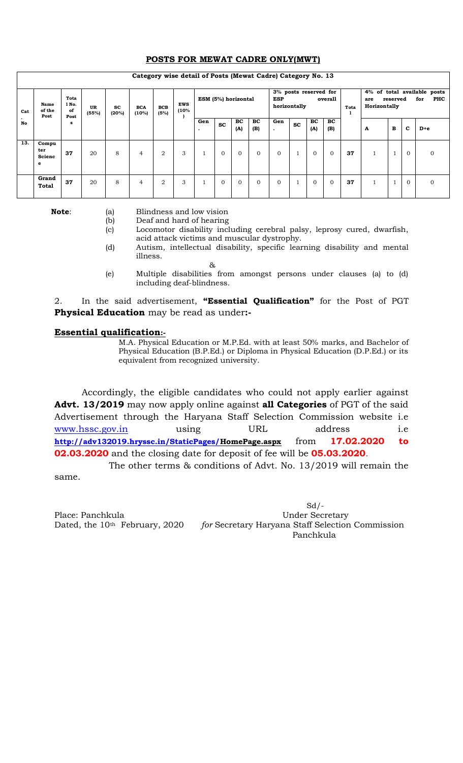## POSTS FOR MEWAT CADRE ONLY(MWT)

| Category wise detail of Posts (Mewat Cadre) Category No. 13 | | | | | | | | | | | | | | | | | | | | | | |
|---|---|---|---|---|---|---|---|---|---|---|---|---|---|---|---|---|---|---|---|---|---|---|
| Cat. No | Name of the Post | Total No. of Posts | UR (55%) | SC (20%) | BCA (10%) | BCB (5%) | EWS (10%) | ESM (5%) horizontal | | | | 3% posts reserved for ESP overall horizontally | | | | Total | 4% of total available posts are reserved for PHC Horizontally | | | |
| | | | | | | | | Gen. | SC | BC (A) | BC (B) | Gen. | SC | BC (A) | BC (B) | | A | B | C | D+e |
| 13. | Computer Science | 37 | 20 | 8 | 4 | 2 | 3 | 1 | 0 | 0 | 0 | 0 | 1 | 0 | 0 | 37 | 1 | 1 | 0 | 0 |
| | Grand Total | 37 | 20 | 8 | 4 | 2 | 3 | 1 | 0 | 0 | 0 | 0 | 1 | 0 | 0 | 37 | 1 | 1 | 0 | 0 |

**Note**:
- (a) Blindness and low vision
- (b) Deaf and hard of hearing
- (c) Locomotor disability including cerebral palsy, leprosy cured, dwarfish, acid attack victims and muscular dystrophy.
- (d) Autism, intellectual disability, specific learning disability and mental illness.

&

- (e) Multiple disabilities from amongst persons under clauses (a) to (d) including deaf-blindness.

2. In the said advertisement, **"Essential Qualification"** for the Post of PGT **Physical Education** may be read as under**:-**

### Essential qualification:-

M.A. Physical Education or M.P.Ed. with at least 50% marks, and Bachelor of Physical Education (B.P.Ed.) or Diploma in Physical Education (D.P.Ed.) or its equivalent from recognized university.

Accordingly, the eligible candidates who could not apply earlier against **Advt. 13/2019** may now apply online against **all Categories** of PGT of the said Advertisement through the Haryana Staff Selection Commission website i.e www.hssc.gov.in using URL address i.e **http://adv132019.hryssc.in/StaticPages/HomePage.aspx** from **17.02.2020 to 02.03.2020** and the closing date for deposit of fee will be **05.03.2020**.

The other terms & conditions of Advt. No. 13/2019 will remain the same.

Sd/-
Under Secretary
*for* Secretary Haryana Staff Selection Commission
Panchkula

Place: Panchkula
Dated, the 10th February, 2020